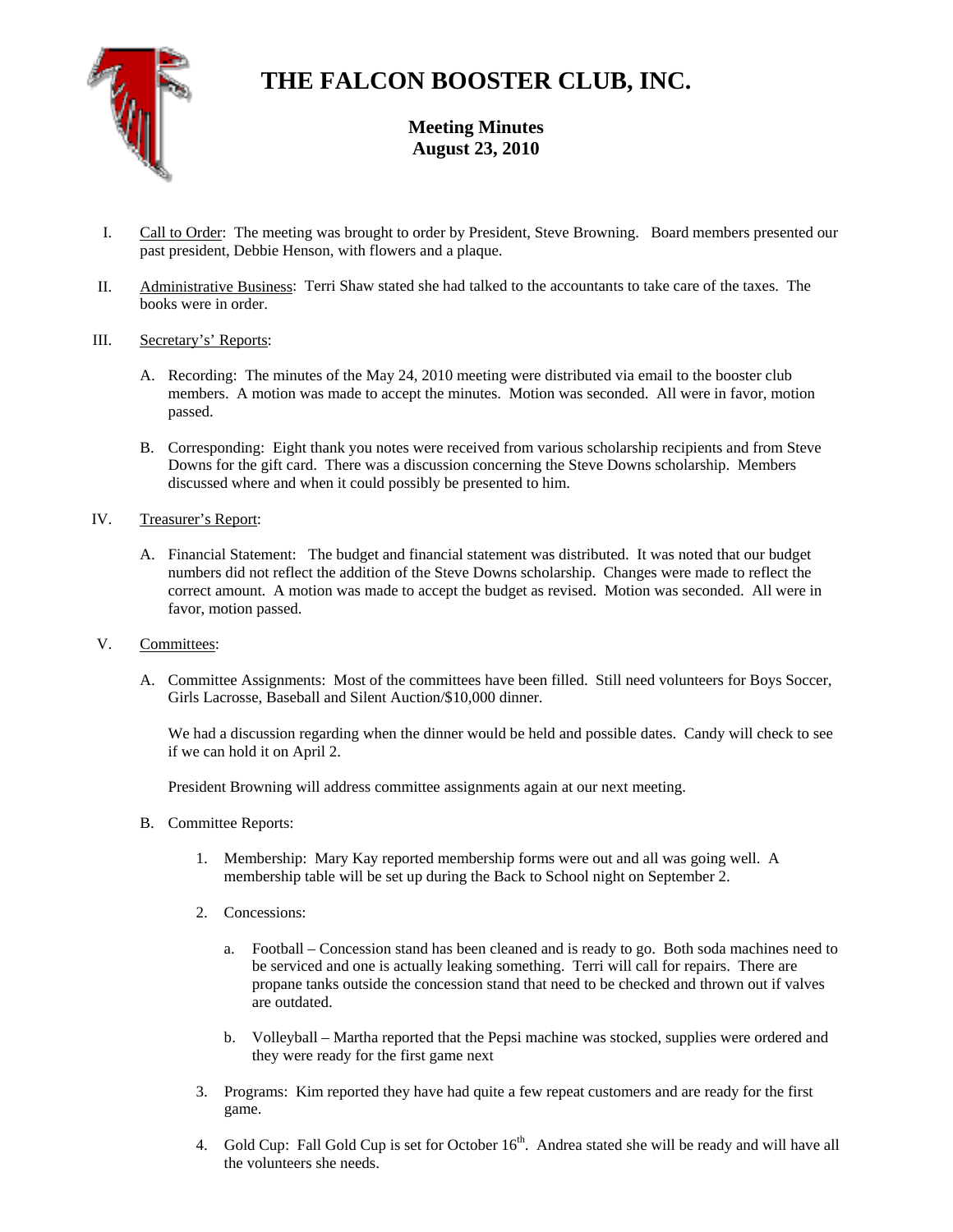# THE FALCON BOOSTER CLUB, INC.

## Meeting Minutes
## August 23, 2010

I. Call to Order: The meeting was brought to order by President, Steve Browning. Board members presented our past president, Debbie Henson, with flowers and a plaque.

II. Administrative Business: Terri Shaw stated she had talked to the accountants to take care of the taxes. The books were in order.

III. Secretary's' Reports:

A. Recording: The minutes of the May 24, 2010 meeting were distributed via email to the booster club members. A motion was made to accept the minutes. Motion was seconded. All were in favor, motion passed.

B. Corresponding: Eight thank you notes were received from various scholarship recipients and from Steve Downs for the gift card. There was a discussion concerning the Steve Downs scholarship. Members discussed where and when it could possibly be presented to him.

IV. Treasurer's Report:

A. Financial Statement: The budget and financial statement was distributed. It was noted that our budget numbers did not reflect the addition of the Steve Downs scholarship. Changes were made to reflect the correct amount. A motion was made to accept the budget as revised. Motion was seconded. All were in favor, motion passed.

V. Committees:

A. Committee Assignments: Most of the committees have been filled. Still need volunteers for Boys Soccer, Girls Lacrosse, Baseball and Silent Auction/$10,000 dinner.

We had a discussion regarding when the dinner would be held and possible dates. Candy will check to see if we can hold it on April 2.

President Browning will address committee assignments again at our next meeting.

B. Committee Reports:

1. Membership: Mary Kay reported membership forms were out and all was going well. A membership table will be set up during the Back to School night on September 2.

2. Concessions:

   a. Football – Concession stand has been cleaned and is ready to go. Both soda machines need to be serviced and one is actually leaking something. Terri will call for repairs. There are propane tanks outside the concession stand that need to be checked and thrown out if valves are outdated.

   b. Volleyball – Martha reported that the Pepsi machine was stocked, supplies were ordered and they were ready for the first game next

3. Programs: Kim reported they have had quite a few repeat customers and are ready for the first game.

4. Gold Cup: Fall Gold Cup is set for October 16th. Andrea stated she will be ready and will have all the volunteers she needs.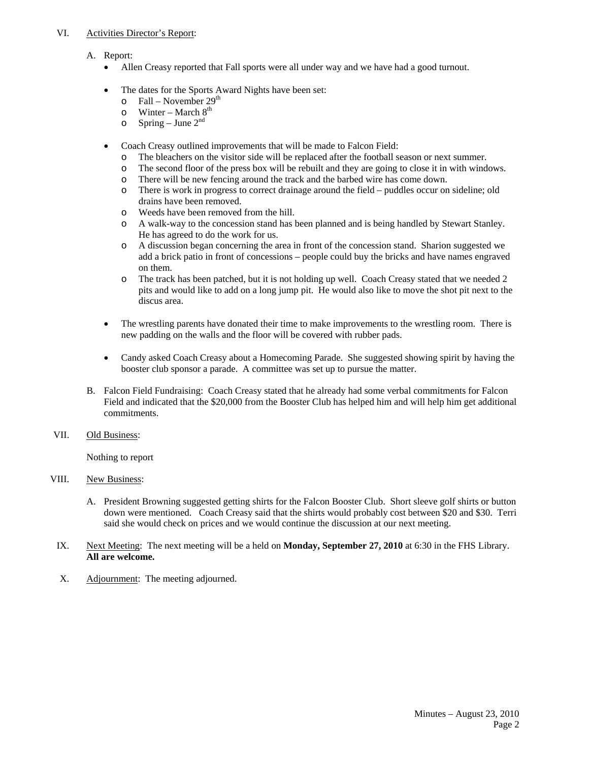VI. Activities Director's Report:

A. Report:

- Allen Creasy reported that Fall sports were all under way and we have had a good turnout.

- The dates for the Sports Award Nights have been set:
  - Fall – November 29th
  - Winter – March 8th
  - Spring – June 2nd

- Coach Creasy outlined improvements that will be made to Falcon Field:
  - The bleachers on the visitor side will be replaced after the football season or next summer.
  - The second floor of the press box will be rebuilt and they are going to close it in with windows.
  - There will be new fencing around the track and the barbed wire has come down.
  - There is work in progress to correct drainage around the field – puddles occur on sideline; old drains have been removed.
  - Weeds have been removed from the hill.
  - A walk-way to the concession stand has been planned and is being handled by Stewart Stanley. He has agreed to do the work for us.
  - A discussion began concerning the area in front of the concession stand. Sharion suggested we add a brick patio in front of concessions – people could buy the bricks and have names engraved on them.
  - The track has been patched, but it is not holding up well. Coach Creasy stated that we needed 2 pits and would like to add on a long jump pit. He would also like to move the shot pit next to the discus area.

- The wrestling parents have donated their time to make improvements to the wrestling room. There is new padding on the walls and the floor will be covered with rubber pads.

- Candy asked Coach Creasy about a Homecoming Parade. She suggested showing spirit by having the booster club sponsor a parade. A committee was set up to pursue the matter.

B. Falcon Field Fundraising: Coach Creasy stated that he already had some verbal commitments for Falcon Field and indicated that the $20,000 from the Booster Club has helped him and will help him get additional commitments.

VII. Old Business:

Nothing to report

VIII. New Business:

A. President Browning suggested getting shirts for the Falcon Booster Club. Short sleeve golf shirts or button down were mentioned. Coach Creasy said that the shirts would probably cost between $20 and $30. Terri said she would check on prices and we would continue the discussion at our next meeting.

IX. Next Meeting: The next meeting will be a held on **Monday, September 27, 2010** at 6:30 in the FHS Library. **All are welcome.**

X. Adjournment: The meeting adjourned.